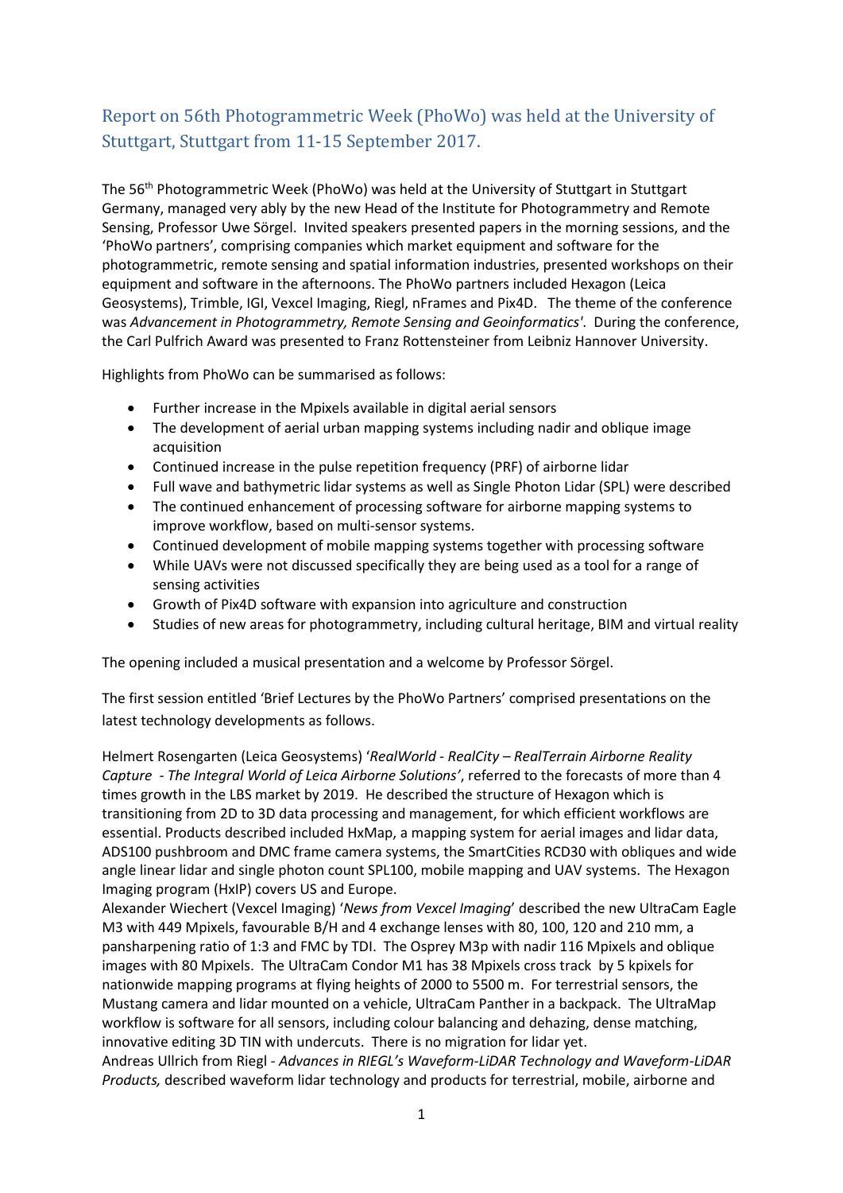# Report on 56th Photogrammetric Week (PhoWo) was held at the University of Stuttgart, Stuttgart from 11-15 September 2017.

The 56th Photogrammetric Week (PhoWo) was held at the University of Stuttgart in Stuttgart Germany, managed very ably by the new Head of the Institute for Photogrammetry and Remote Sensing, Professor Uwe Sörgel. Invited speakers presented papers in the morning sessions, and the 'PhoWo partners', comprising companies which market equipment and software for the photogrammetric, remote sensing and spatial information industries, presented workshops on their equipment and software in the afternoons. The PhoWo partners included Hexagon (Leica Geosystems), Trimble, IGI, Vexcel Imaging, Riegl, nFrames and Pix4D. The theme of the conference was *Advancement in Photogrammetry, Remote Sensing and Geoinformatics'*. During the conference, the Carl Pulfrich Award was presented to Franz Rottensteiner from Leibniz Hannover University.

Highlights from PhoWo can be summarised as follows:

- Further increase in the Mpixels available in digital aerial sensors
- The development of aerial urban mapping systems including nadir and oblique image acquisition
- Continued increase in the pulse repetition frequency (PRF) of airborne lidar
- Full wave and bathymetric lidar systems as well as Single Photon Lidar (SPL) were described
- The continued enhancement of processing software for airborne mapping systems to improve workflow, based on multi-sensor systems.
- Continued development of mobile mapping systems together with processing software
- While UAVs were not discussed specifically they are being used as a tool for a range of sensing activities
- Growth of Pix4D software with expansion into agriculture and construction
- Studies of new areas for photogrammetry, including cultural heritage, BIM and virtual reality

The opening included a musical presentation and a welcome by Professor Sörgel.

The first session entitled 'Brief Lectures by the PhoWo Partners' comprised presentations on the latest technology developments as follows.

Helmert Rosengarten (Leica Geosystems) '*RealWorld - RealCity – RealTerrain Airborne Reality Capture - The Integral World of Leica Airborne Solutions'*, referred to the forecasts of more than 4 times growth in the LBS market by 2019. He described the structure of Hexagon which is transitioning from 2D to 3D data processing and management, for which efficient workflows are essential. Products described included HxMap, a mapping system for aerial images and lidar data, ADS100 pushbroom and DMC frame camera systems, the SmartCities RCD30 with obliques and wide angle linear lidar and single photon count SPL100, mobile mapping and UAV systems. The Hexagon Imaging program (HxIP) covers US and Europe.
Alexander Wiechert (Vexcel Imaging) '*News from Vexcel Imaging*' described the new UltraCam Eagle M3 with 449 Mpixels, favourable B/H and 4 exchange lenses with 80, 100, 120 and 210 mm, a pansharpening ratio of 1:3 and FMC by TDI. The Osprey M3p with nadir 116 Mpixels and oblique images with 80 Mpixels. The UltraCam Condor M1 has 38 Mpixels cross track by 5 kpixels for nationwide mapping programs at flying heights of 2000 to 5500 m. For terrestrial sensors, the Mustang camera and lidar mounted on a vehicle, UltraCam Panther in a backpack. The UltraMap workflow is software for all sensors, including colour balancing and dehazing, dense matching, innovative editing 3D TIN with undercuts. There is no migration for lidar yet.
Andreas Ullrich from Riegl - *Advances in RIEGL's Waveform-LiDAR Technology and Waveform-LiDAR Products,* described waveform lidar technology and products for terrestrial, mobile, airborne and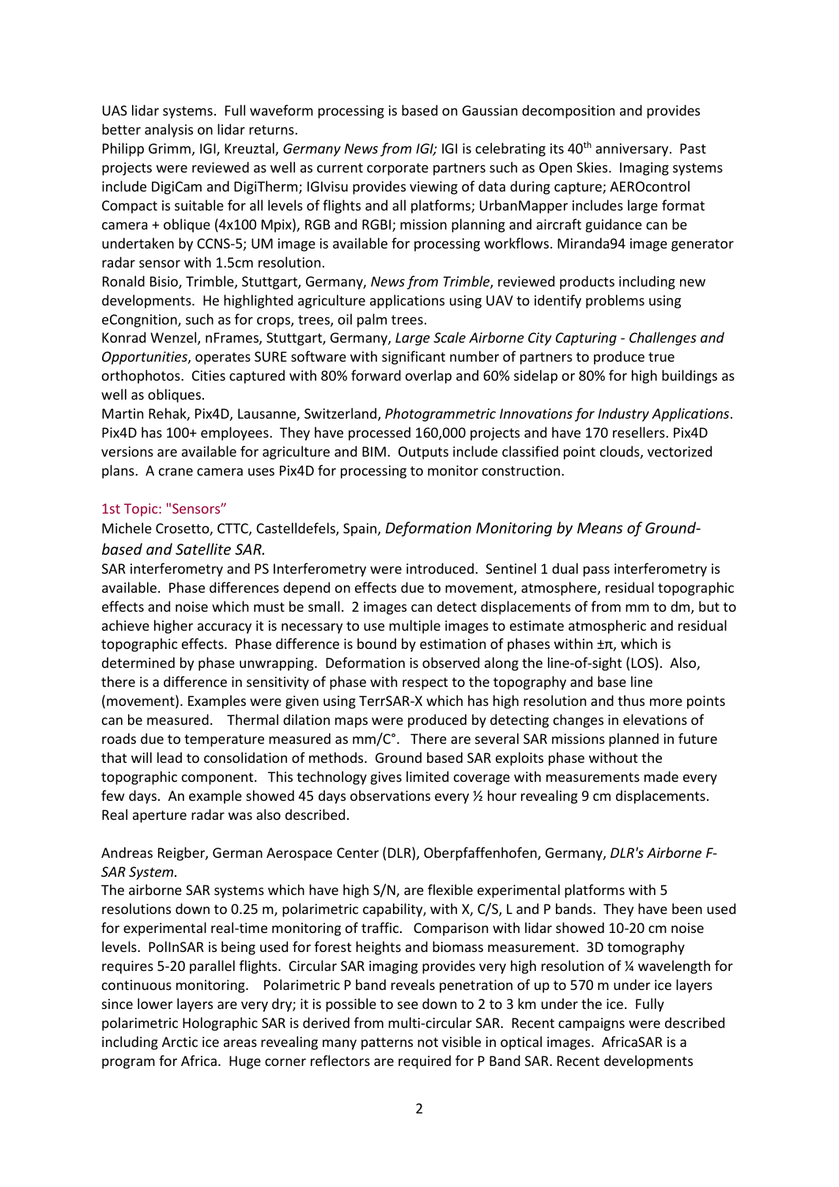UAS lidar systems. Full waveform processing is based on Gaussian decomposition and provides better analysis on lidar returns.

Philipp Grimm, IGI, Kreuztal, *Germany News from IGI;* IGI is celebrating its 40th anniversary. Past projects were reviewed as well as current corporate partners such as Open Skies. Imaging systems include DigiCam and DigiTherm; IGIvisu provides viewing of data during capture; AEROcontrol Compact is suitable for all levels of flights and all platforms; UrbanMapper includes large format camera + oblique (4x100 Mpix), RGB and RGBI; mission planning and aircraft guidance can be undertaken by CCNS-5; UM image is available for processing workflows. Miranda94 image generator radar sensor with 1.5cm resolution.

Ronald Bisio, Trimble, Stuttgart, Germany, *News from Trimble*, reviewed products including new developments. He highlighted agriculture applications using UAV to identify problems using eCongnition, such as for crops, trees, oil palm trees.

Konrad Wenzel, nFrames, Stuttgart, Germany, *Large Scale Airborne City Capturing - Challenges and Opportunities*, operates SURE software with significant number of partners to produce true orthophotos. Cities captured with 80% forward overlap and 60% sidelap or 80% for high buildings as well as obliques.

Martin Rehak, Pix4D, Lausanne, Switzerland, *Photogrammetric Innovations for Industry Applications*. Pix4D has 100+ employees. They have processed 160,000 projects and have 170 resellers. Pix4D versions are available for agriculture and BIM. Outputs include classified point clouds, vectorized plans. A crane camera uses Pix4D for processing to monitor construction.

## 1st Topic: "Sensors"

### Michele Crosetto, CTTC, Castelldefels, Spain, *Deformation Monitoring by Means of Ground-based and Satellite SAR.*

SAR interferometry and PS Interferometry were introduced. Sentinel 1 dual pass interferometry is available. Phase differences depend on effects due to movement, atmosphere, residual topographic effects and noise which must be small. 2 images can detect displacements of from mm to dm, but to achieve higher accuracy it is necessary to use multiple images to estimate atmospheric and residual topographic effects. Phase difference is bound by estimation of phases within ±π, which is determined by phase unwrapping. Deformation is observed along the line-of-sight (LOS). Also, there is a difference in sensitivity of phase with respect to the topography and base line (movement). Examples were given using TerrSAR-X which has high resolution and thus more points can be measured. Thermal dilation maps were produced by detecting changes in elevations of roads due to temperature measured as mm/C°. There are several SAR missions planned in future that will lead to consolidation of methods. Ground based SAR exploits phase without the topographic component. This technology gives limited coverage with measurements made every few days. An example showed 45 days observations every ½ hour revealing 9 cm displacements. Real aperture radar was also described.

### Andreas Reigber, German Aerospace Center (DLR), Oberpfaffenhofen, Germany, *DLR's Airborne F-SAR System.*

The airborne SAR systems which have high S/N, are flexible experimental platforms with 5 resolutions down to 0.25 m, polarimetric capability, with X, C/S, L and P bands. They have been used for experimental real-time monitoring of traffic. Comparison with lidar showed 10-20 cm noise levels. PolInSAR is being used for forest heights and biomass measurement. 3D tomography requires 5-20 parallel flights. Circular SAR imaging provides very high resolution of ¼ wavelength for continuous monitoring. Polarimetric P band reveals penetration of up to 570 m under ice layers since lower layers are very dry; it is possible to see down to 2 to 3 km under the ice. Fully polarimetric Holographic SAR is derived from multi-circular SAR. Recent campaigns were described including Arctic ice areas revealing many patterns not visible in optical images. AfricaSAR is a program for Africa. Huge corner reflectors are required for P Band SAR. Recent developments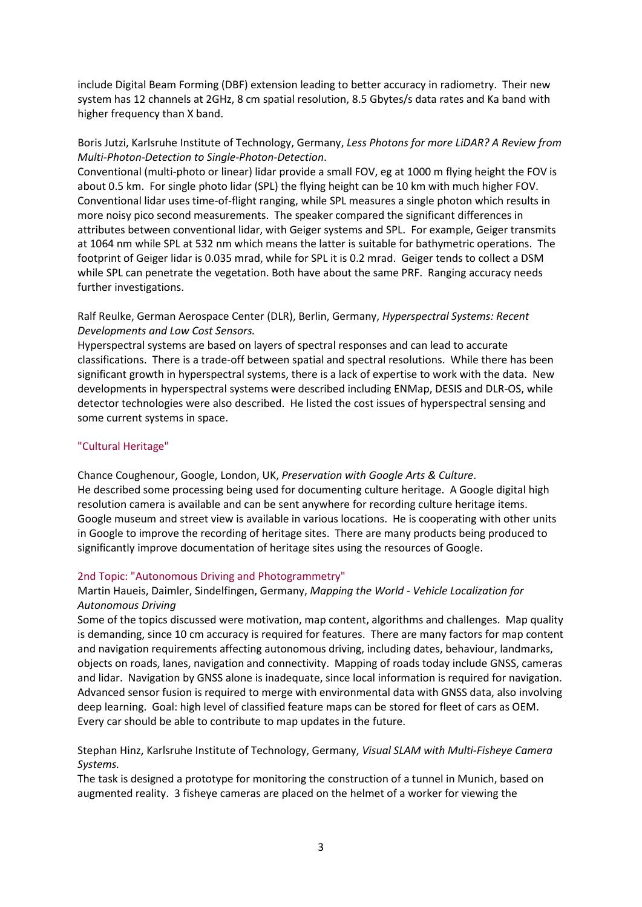include Digital Beam Forming (DBF) extension leading to better accuracy in radiometry. Their new system has 12 channels at 2GHz, 8 cm spatial resolution, 8.5 Gbytes/s data rates and Ka band with higher frequency than X band.

Boris Jutzi, Karlsruhe Institute of Technology, Germany, *Less Photons for more LiDAR? A Review from Multi-Photon-Detection to Single-Photon-Detection*.
Conventional (multi-photo or linear) lidar provide a small FOV, eg at 1000 m flying height the FOV is about 0.5 km. For single photo lidar (SPL) the flying height can be 10 km with much higher FOV. Conventional lidar uses time-of-flight ranging, while SPL measures a single photon which results in more noisy pico second measurements. The speaker compared the significant differences in attributes between conventional lidar, with Geiger systems and SPL. For example, Geiger transmits at 1064 nm while SPL at 532 nm which means the latter is suitable for bathymetric operations. The footprint of Geiger lidar is 0.035 mrad, while for SPL it is 0.2 mrad. Geiger tends to collect a DSM while SPL can penetrate the vegetation. Both have about the same PRF. Ranging accuracy needs further investigations.

Ralf Reulke, German Aerospace Center (DLR), Berlin, Germany, *Hyperspectral Systems: Recent Developments and Low Cost Sensors.*
Hyperspectral systems are based on layers of spectral responses and can lead to accurate classifications. There is a trade-off between spatial and spectral resolutions. While there has been significant growth in hyperspectral systems, there is a lack of expertise to work with the data. New developments in hyperspectral systems were described including ENMap, DESIS and DLR-OS, while detector technologies were also described. He listed the cost issues of hyperspectral sensing and some current systems in space.

### "Cultural Heritage"

Chance Coughenour, Google, London, UK, *Preservation with Google Arts & Culture*.
He described some processing being used for documenting culture heritage. A Google digital high resolution camera is available and can be sent anywhere for recording culture heritage items. Google museum and street view is available in various locations. He is cooperating with other units in Google to improve the recording of heritage sites. There are many products being produced to significantly improve documentation of heritage sites using the resources of Google.

### 2nd Topic: "Autonomous Driving and Photogrammetry"

Martin Haueis, Daimler, Sindelfingen, Germany, *Mapping the World - Vehicle Localization for Autonomous Driving*
Some of the topics discussed were motivation, map content, algorithms and challenges. Map quality is demanding, since 10 cm accuracy is required for features. There are many factors for map content and navigation requirements affecting autonomous driving, including dates, behaviour, landmarks, objects on roads, lanes, navigation and connectivity. Mapping of roads today include GNSS, cameras and lidar. Navigation by GNSS alone is inadequate, since local information is required for navigation. Advanced sensor fusion is required to merge with environmental data with GNSS data, also involving deep learning. Goal: high level of classified feature maps can be stored for fleet of cars as OEM. Every car should be able to contribute to map updates in the future.

Stephan Hinz, Karlsruhe Institute of Technology, Germany, *Visual SLAM with Multi-Fisheye Camera Systems.*
The task is designed a prototype for monitoring the construction of a tunnel in Munich, based on augmented reality. 3 fisheye cameras are placed on the helmet of a worker for viewing the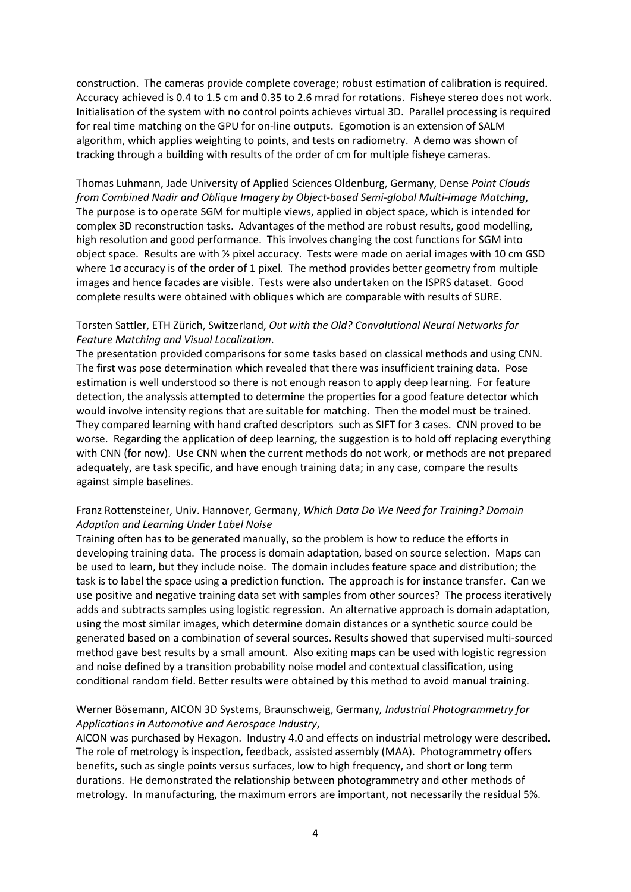construction. The cameras provide complete coverage; robust estimation of calibration is required. Accuracy achieved is 0.4 to 1.5 cm and 0.35 to 2.6 mrad for rotations. Fisheye stereo does not work. Initialisation of the system with no control points achieves virtual 3D. Parallel processing is required for real time matching on the GPU for on-line outputs. Egomotion is an extension of SALM algorithm, which applies weighting to points, and tests on radiometry. A demo was shown of tracking through a building with results of the order of cm for multiple fisheye cameras.

Thomas Luhmann, Jade University of Applied Sciences Oldenburg, Germany, Dense *Point Clouds from Combined Nadir and Oblique Imagery by Object-based Semi-global Multi-image Matching*, The purpose is to operate SGM for multiple views, applied in object space, which is intended for complex 3D reconstruction tasks. Advantages of the method are robust results, good modelling, high resolution and good performance. This involves changing the cost functions for SGM into object space. Results are with ½ pixel accuracy. Tests were made on aerial images with 10 cm GSD where 1σ accuracy is of the order of 1 pixel. The method provides better geometry from multiple images and hence facades are visible. Tests were also undertaken on the ISPRS dataset. Good complete results were obtained with obliques which are comparable with results of SURE.

Torsten Sattler, ETH Zürich, Switzerland, *Out with the Old? Convolutional Neural Networks for Feature Matching and Visual Localization*.
The presentation provided comparisons for some tasks based on classical methods and using CNN. The first was pose determination which revealed that there was insufficient training data. Pose estimation is well understood so there is not enough reason to apply deep learning. For feature detection, the analyssis attempted to determine the properties for a good feature detector which would involve intensity regions that are suitable for matching. Then the model must be trained. They compared learning with hand crafted descriptors such as SIFT for 3 cases. CNN proved to be worse. Regarding the application of deep learning, the suggestion is to hold off replacing everything with CNN (for now). Use CNN when the current methods do not work, or methods are not prepared adequately, are task specific, and have enough training data; in any case, compare the results against simple baselines.

Franz Rottensteiner, Univ. Hannover, Germany, *Which Data Do We Need for Training? Domain Adaption and Learning Under Label Noise*
Training often has to be generated manually, so the problem is how to reduce the efforts in developing training data. The process is domain adaptation, based on source selection. Maps can be used to learn, but they include noise. The domain includes feature space and distribution; the task is to label the space using a prediction function. The approach is for instance transfer. Can we use positive and negative training data set with samples from other sources? The process iteratively adds and subtracts samples using logistic regression. An alternative approach is domain adaptation, using the most similar images, which determine domain distances or a synthetic source could be generated based on a combination of several sources. Results showed that supervised multi-sourced method gave best results by a small amount. Also exiting maps can be used with logistic regression and noise defined by a transition probability noise model and contextual classification, using conditional random field. Better results were obtained by this method to avoid manual training.

Werner Bösemann, AICON 3D Systems, Braunschweig, Germany*, Industrial Photogrammetry for Applications in Automotive and Aerospace Industry*,
AICON was purchased by Hexagon. Industry 4.0 and effects on industrial metrology were described. The role of metrology is inspection, feedback, assisted assembly (MAA). Photogrammetry offers benefits, such as single points versus surfaces, low to high frequency, and short or long term durations. He demonstrated the relationship between photogrammetry and other methods of metrology. In manufacturing, the maximum errors are important, not necessarily the residual 5%.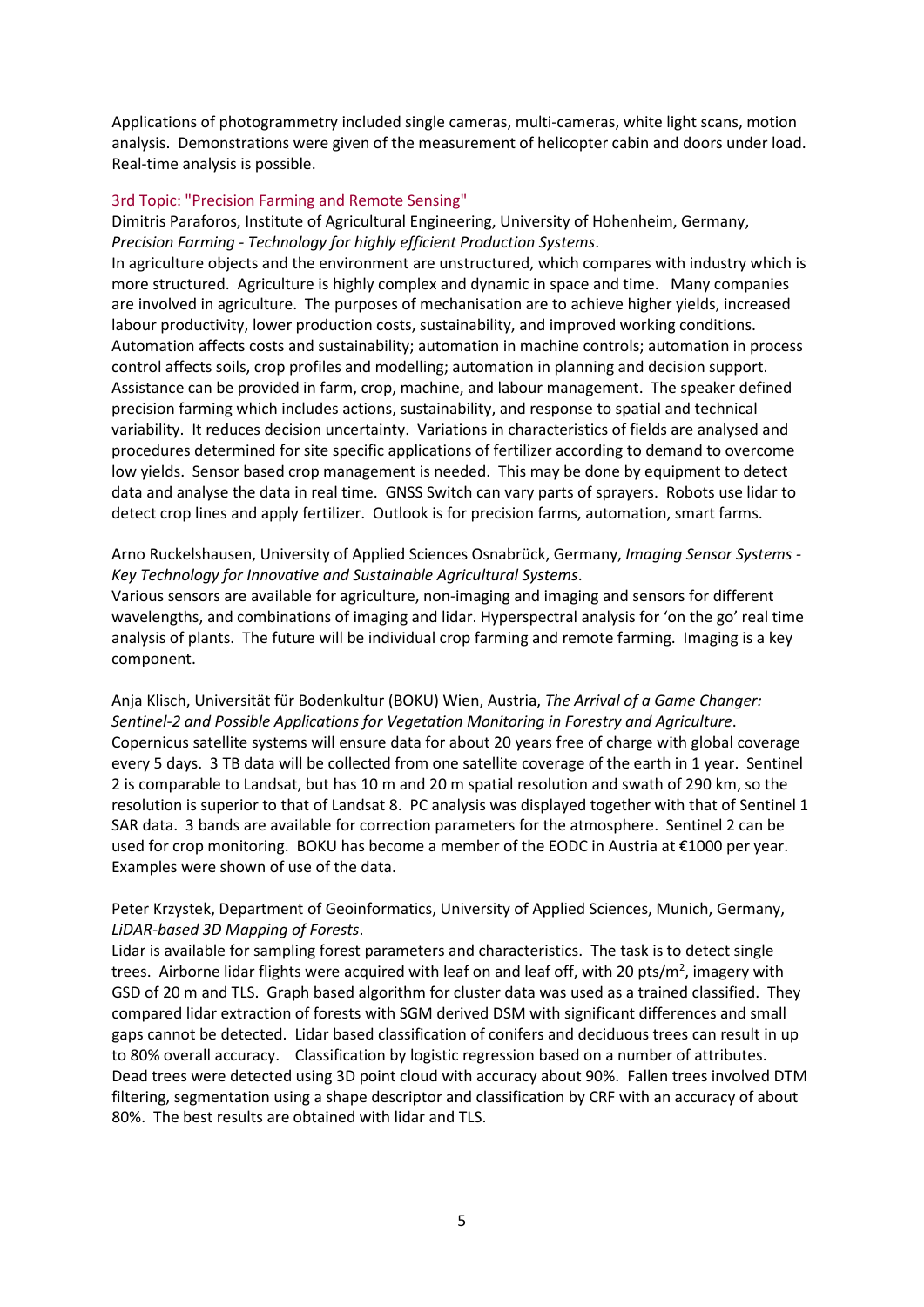Applications of photogrammetry included single cameras, multi-cameras, white light scans, motion analysis. Demonstrations were given of the measurement of helicopter cabin and doors under load. Real-time analysis is possible.

### 3rd Topic: "Precision Farming and Remote Sensing"

Dimitris Paraforos, Institute of Agricultural Engineering, University of Hohenheim, Germany, *Precision Farming - Technology for highly efficient Production Systems*.

In agriculture objects and the environment are unstructured, which compares with industry which is more structured. Agriculture is highly complex and dynamic in space and time. Many companies are involved in agriculture. The purposes of mechanisation are to achieve higher yields, increased labour productivity, lower production costs, sustainability, and improved working conditions. Automation affects costs and sustainability; automation in machine controls; automation in process control affects soils, crop profiles and modelling; automation in planning and decision support. Assistance can be provided in farm, crop, machine, and labour management. The speaker defined precision farming which includes actions, sustainability, and response to spatial and technical variability. It reduces decision uncertainty. Variations in characteristics of fields are analysed and procedures determined for site specific applications of fertilizer according to demand to overcome low yields. Sensor based crop management is needed. This may be done by equipment to detect data and analyse the data in real time. GNSS Switch can vary parts of sprayers. Robots use lidar to detect crop lines and apply fertilizer. Outlook is for precision farms, automation, smart farms.

Arno Ruckelshausen, University of Applied Sciences Osnabrück, Germany, *Imaging Sensor Systems - Key Technology for Innovative and Sustainable Agricultural Systems*.

Various sensors are available for agriculture, non-imaging and imaging and sensors for different wavelengths, and combinations of imaging and lidar. Hyperspectral analysis for 'on the go' real time analysis of plants. The future will be individual crop farming and remote farming. Imaging is a key component.

Anja Klisch, Universität für Bodenkultur (BOKU) Wien, Austria, *The Arrival of a Game Changer: Sentinel-2 and Possible Applications for Vegetation Monitoring in Forestry and Agriculture*.

Copernicus satellite systems will ensure data for about 20 years free of charge with global coverage every 5 days. 3 TB data will be collected from one satellite coverage of the earth in 1 year. Sentinel 2 is comparable to Landsat, but has 10 m and 20 m spatial resolution and swath of 290 km, so the resolution is superior to that of Landsat 8. PC analysis was displayed together with that of Sentinel 1 SAR data. 3 bands are available for correction parameters for the atmosphere. Sentinel 2 can be used for crop monitoring. BOKU has become a member of the EODC in Austria at €1000 per year. Examples were shown of use of the data.

Peter Krzystek, Department of Geoinformatics, University of Applied Sciences, Munich, Germany, *LiDAR-based 3D Mapping of Forests*.

Lidar is available for sampling forest parameters and characteristics. The task is to detect single trees. Airborne lidar flights were acquired with leaf on and leaf off, with 20 pts/m$^2$, imagery with GSD of 20 m and TLS. Graph based algorithm for cluster data was used as a trained classified. They compared lidar extraction of forests with SGM derived DSM with significant differences and small gaps cannot be detected. Lidar based classification of conifers and deciduous trees can result in up to 80% overall accuracy. Classification by logistic regression based on a number of attributes. Dead trees were detected using 3D point cloud with accuracy about 90%. Fallen trees involved DTM filtering, segmentation using a shape descriptor and classification by CRF with an accuracy of about 80%. The best results are obtained with lidar and TLS.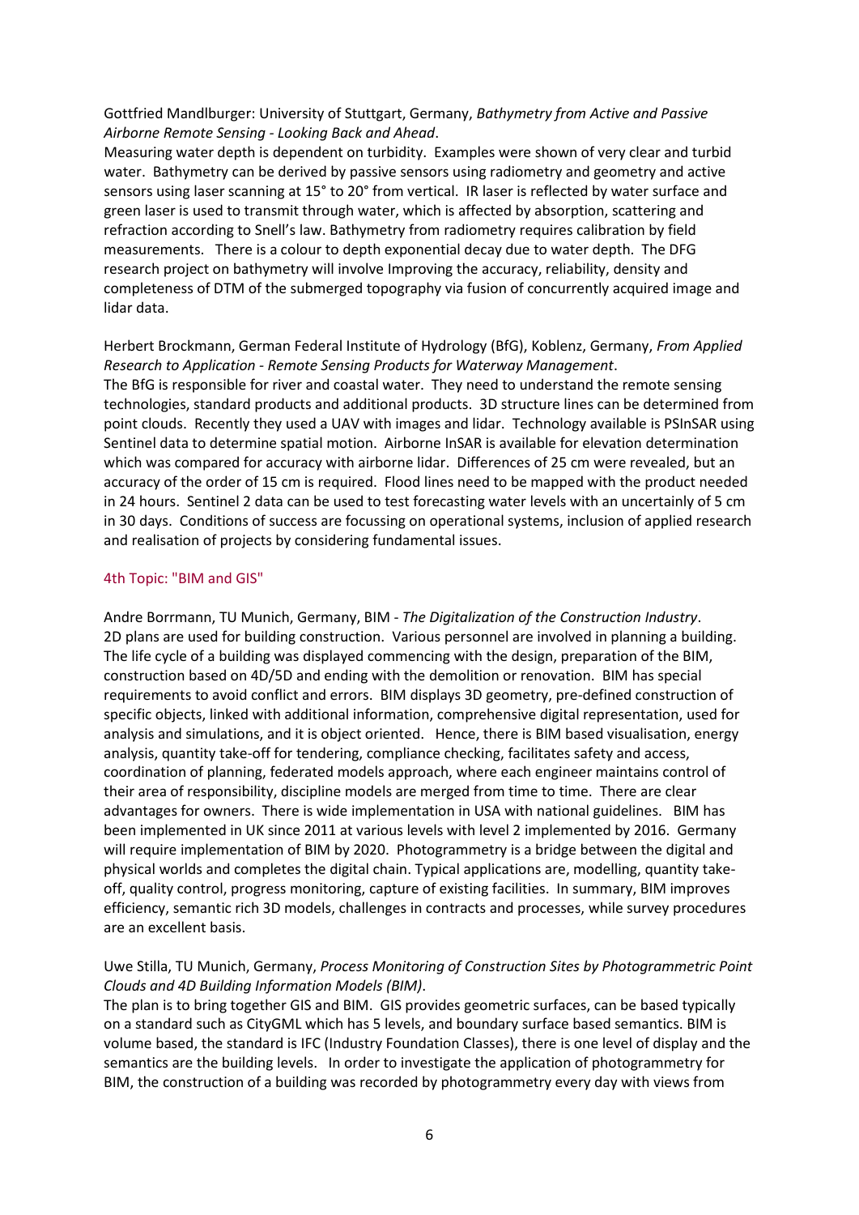Gottfried Mandlburger: University of Stuttgart, Germany, *Bathymetry from Active and Passive Airborne Remote Sensing - Looking Back and Ahead*.

Measuring water depth is dependent on turbidity. Examples were shown of very clear and turbid water. Bathymetry can be derived by passive sensors using radiometry and geometry and active sensors using laser scanning at 15° to 20° from vertical. IR laser is reflected by water surface and green laser is used to transmit through water, which is affected by absorption, scattering and refraction according to Snell's law. Bathymetry from radiometry requires calibration by field measurements. There is a colour to depth exponential decay due to water depth. The DFG research project on bathymetry will involve Improving the accuracy, reliability, density and completeness of DTM of the submerged topography via fusion of concurrently acquired image and lidar data.

Herbert Brockmann, German Federal Institute of Hydrology (BfG), Koblenz, Germany, *From Applied Research to Application - Remote Sensing Products for Waterway Management*.

The BfG is responsible for river and coastal water. They need to understand the remote sensing technologies, standard products and additional products. 3D structure lines can be determined from point clouds. Recently they used a UAV with images and lidar. Technology available is PSInSAR using Sentinel data to determine spatial motion. Airborne InSAR is available for elevation determination which was compared for accuracy with airborne lidar. Differences of 25 cm were revealed, but an accuracy of the order of 15 cm is required. Flood lines need to be mapped with the product needed in 24 hours. Sentinel 2 data can be used to test forecasting water levels with an uncertainly of 5 cm in 30 days. Conditions of success are focussing on operational systems, inclusion of applied research and realisation of projects by considering fundamental issues.

## 4th Topic: "BIM and GIS"

Andre Borrmann, TU Munich, Germany, BIM - *The Digitalization of the Construction Industry*.

2D plans are used for building construction. Various personnel are involved in planning a building. The life cycle of a building was displayed commencing with the design, preparation of the BIM, construction based on 4D/5D and ending with the demolition or renovation. BIM has special requirements to avoid conflict and errors. BIM displays 3D geometry, pre-defined construction of specific objects, linked with additional information, comprehensive digital representation, used for analysis and simulations, and it is object oriented. Hence, there is BIM based visualisation, energy analysis, quantity take-off for tendering, compliance checking, facilitates safety and access, coordination of planning, federated models approach, where each engineer maintains control of their area of responsibility, discipline models are merged from time to time. There are clear advantages for owners. There is wide implementation in USA with national guidelines. BIM has been implemented in UK since 2011 at various levels with level 2 implemented by 2016. Germany will require implementation of BIM by 2020. Photogrammetry is a bridge between the digital and physical worlds and completes the digital chain. Typical applications are, modelling, quantity take-off, quality control, progress monitoring, capture of existing facilities. In summary, BIM improves efficiency, semantic rich 3D models, challenges in contracts and processes, while survey procedures are an excellent basis.

Uwe Stilla, TU Munich, Germany, *Process Monitoring of Construction Sites by Photogrammetric Point Clouds and 4D Building Information Models (BIM)*.

The plan is to bring together GIS and BIM. GIS provides geometric surfaces, can be based typically on a standard such as CityGML which has 5 levels, and boundary surface based semantics. BIM is volume based, the standard is IFC (Industry Foundation Classes), there is one level of display and the semantics are the building levels. In order to investigate the application of photogrammetry for BIM, the construction of a building was recorded by photogrammetry every day with views from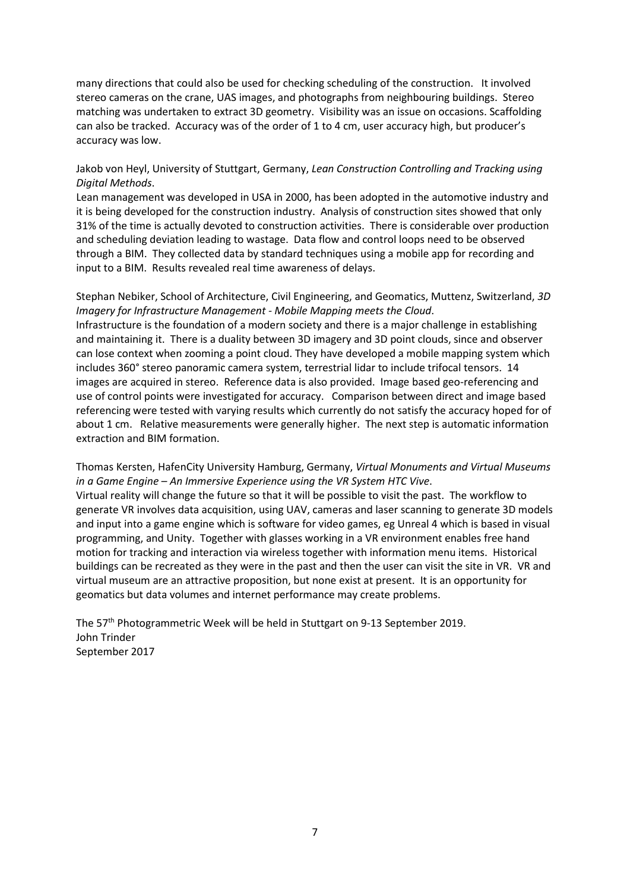many directions that could also be used for checking scheduling of the construction. It involved stereo cameras on the crane, UAS images, and photographs from neighbouring buildings. Stereo matching was undertaken to extract 3D geometry. Visibility was an issue on occasions. Scaffolding can also be tracked. Accuracy was of the order of 1 to 4 cm, user accuracy high, but producer's accuracy was low.

Jakob von Heyl, University of Stuttgart, Germany, *Lean Construction Controlling and Tracking using Digital Methods*.
Lean management was developed in USA in 2000, has been adopted in the automotive industry and it is being developed for the construction industry. Analysis of construction sites showed that only 31% of the time is actually devoted to construction activities. There is considerable over production and scheduling deviation leading to wastage. Data flow and control loops need to be observed through a BIM. They collected data by standard techniques using a mobile app for recording and input to a BIM. Results revealed real time awareness of delays.

Stephan Nebiker, School of Architecture, Civil Engineering, and Geomatics, Muttenz, Switzerland, *3D Imagery for Infrastructure Management - Mobile Mapping meets the Cloud*.
Infrastructure is the foundation of a modern society and there is a major challenge in establishing and maintaining it. There is a duality between 3D imagery and 3D point clouds, since and observer can lose context when zooming a point cloud. They have developed a mobile mapping system which includes 360° stereo panoramic camera system, terrestrial lidar to include trifocal tensors. 14 images are acquired in stereo. Reference data is also provided. Image based geo-referencing and use of control points were investigated for accuracy. Comparison between direct and image based referencing were tested with varying results which currently do not satisfy the accuracy hoped for of about 1 cm. Relative measurements were generally higher. The next step is automatic information extraction and BIM formation.

Thomas Kersten, HafenCity University Hamburg, Germany, *Virtual Monuments and Virtual Museums in a Game Engine – An Immersive Experience using the VR System HTC Vive*.
Virtual reality will change the future so that it will be possible to visit the past. The workflow to generate VR involves data acquisition, using UAV, cameras and laser scanning to generate 3D models and input into a game engine which is software for video games, eg Unreal 4 which is based in visual programming, and Unity. Together with glasses working in a VR environment enables free hand motion for tracking and interaction via wireless together with information menu items. Historical buildings can be recreated as they were in the past and then the user can visit the site in VR. VR and virtual museum are an attractive proposition, but none exist at present. It is an opportunity for geomatics but data volumes and internet performance may create problems.

The 57th Photogrammetric Week will be held in Stuttgart on 9-13 September 2019.
John Trinder
September 2017